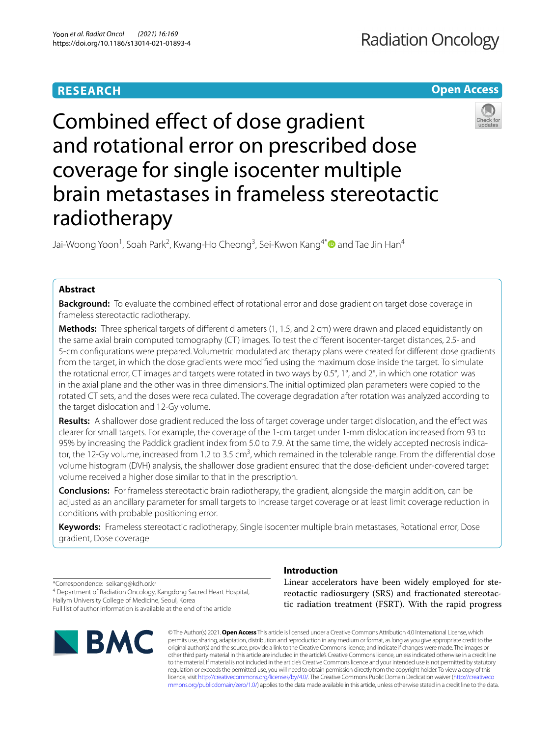# Combined effect of dose gradient and rotational error on prescribed dose coverage for single isocenter multiple brain metastases in frameless stereotactic radiotherapy

Jai-Woong Yoon[1], Soah Park[2], Kwang-Ho Cheong[3], Sei-Kwon Kang[4*] and Tae Jin Han[4]

## Abstract

**Background:** To evaluate the combined effect of rotational error and dose gradient on target dose coverage in frameless stereotactic radiotherapy.

**Methods:** Three spherical targets of different diameters (1, 1.5, and 2 cm) were drawn and placed equidistantly on the same axial brain computed tomography (CT) images. To test the different isocenter-target distances, 2.5- and 5-cm configurations were prepared. Volumetric modulated arc therapy plans were created for different dose gradients from the target, in which the dose gradients were modified using the maximum dose inside the target. To simulate the rotational error, CT images and targets were rotated in two ways by 0.5°, 1°, and 2°, in which one rotation was in the axial plane and the other was in three dimensions. The initial optimized plan parameters were copied to the rotated CT sets, and the doses were recalculated. The coverage degradation after rotation was analyzed according to the target dislocation and 12-Gy volume.

**Results:** A shallower dose gradient reduced the loss of target coverage under target dislocation, and the effect was clearer for small targets. For example, the coverage of the 1-cm target under 1-mm dislocation increased from 93 to 95% by increasing the Paddick gradient index from 5.0 to 7.9. At the same time, the widely accepted necrosis indicator, the 12-Gy volume, increased from 1.2 to 3.5 $cm^3$, which remained in the tolerable range. From the differential dose volume histogram (DVH) analysis, the shallower dose gradient ensured that the dose-deficient under-covered target volume received a higher dose similar to that in the prescription.

**Conclusions:** For frameless stereotactic brain radiotherapy, the gradient, alongside the margin addition, can be adjusted as an ancillary parameter for small targets to increase target coverage or at least limit coverage reduction in conditions with probable positioning error.

**Keywords:** Frameless stereotactic radiotherapy, Single isocenter multiple brain metastases, Rotational error, Dose gradient, Dose coverage

*Correspondence: seikang@kdh.or.kr
[4] Department of Radiation Oncology, Kangdong Sacred Heart Hospital, Hallym University College of Medicine, Seoul, Korea
Full list of author information is available at the end of the article

## Introduction

Linear accelerators have been widely employed for stereotactic radiosurgery (SRS) and fractionated stereotactic radiation treatment (FSRT). With the rapid progress

© The Author(s) 2021. **Open Access** This article is licensed under a Creative Commons Attribution 4.0 International License, which permits use, sharing, adaptation, distribution and reproduction in any medium or format, as long as you give appropriate credit to the original author(s) and the source, provide a link to the Creative Commons licence, and indicate if changes were made. The images or other third party material in this article are included in the article's Creative Commons licence, unless indicated otherwise in a credit line to the material. If material is not included in the article's Creative Commons licence and your intended use is not permitted by statutory regulation or exceeds the permitted use, you will need to obtain permission directly from the copyright holder. To view a copy of this licence, visit http://creativecommons.org/licenses/by/4.0/. The Creative Commons Public Domain Dedication waiver (http://creativecommons.org/publicdomain/zero/1.0/) applies to the data made available in this article, unless otherwise stated in a credit line to the data.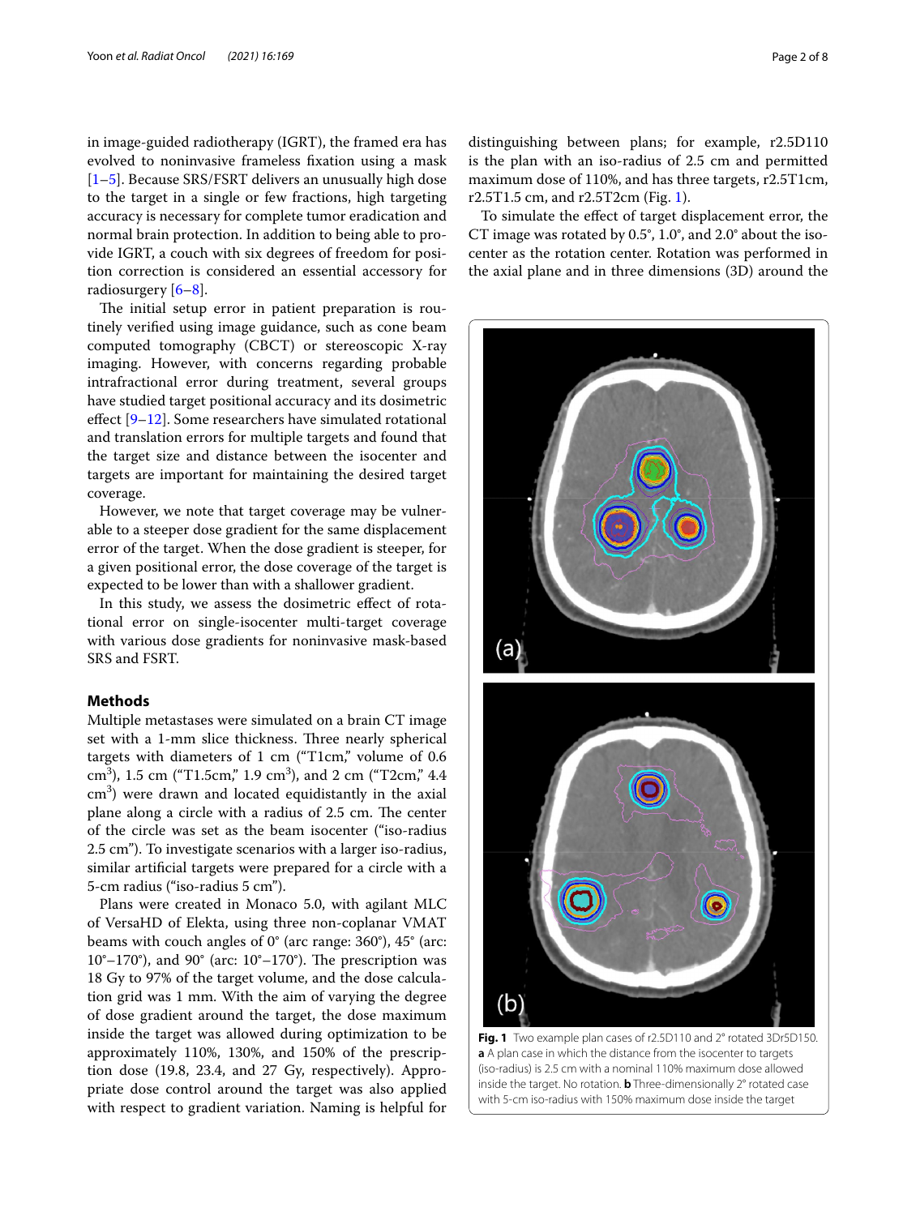in image-guided radiotherapy (IGRT), the framed era has evolved to noninvasive frameless fixation using a mask [1–5]. Because SRS/FSRT delivers an unusually high dose to the target in a single or few fractions, high targeting accuracy is necessary for complete tumor eradication and normal brain protection. In addition to being able to provide IGRT, a couch with six degrees of freedom for position correction is considered an essential accessory for radiosurgery [6–8].

The initial setup error in patient preparation is routinely verified using image guidance, such as cone beam computed tomography (CBCT) or stereoscopic X-ray imaging. However, with concerns regarding probable intrafractional error during treatment, several groups have studied target positional accuracy and its dosimetric effect [9–12]. Some researchers have simulated rotational and translation errors for multiple targets and found that the target size and distance between the isocenter and targets are important for maintaining the desired target coverage.

However, we note that target coverage may be vulnerable to a steeper dose gradient for the same displacement error of the target. When the dose gradient is steeper, for a given positional error, the dose coverage of the target is expected to be lower than with a shallower gradient.

In this study, we assess the dosimetric effect of rotational error on single-isocenter multi-target coverage with various dose gradients for noninvasive mask-based SRS and FSRT.

## Methods

Multiple metastases were simulated on a brain CT image set with a 1-mm slice thickness. Three nearly spherical targets with diameters of 1 cm ("T1cm," volume of 0.6 $cm^3$), 1.5 cm ("T1.5cm," 1.9 $cm^3$), and 2 cm ("T2cm," 4.4 $cm^3$) were drawn and located equidistantly in the axial plane along a circle with a radius of 2.5 cm. The center of the circle was set as the beam isocenter ("iso-radius 2.5 cm"). To investigate scenarios with a larger iso-radius, similar artificial targets were prepared for a circle with a 5-cm radius ("iso-radius 5 cm").

Plans were created in Monaco 5.0, with agilant MLC of VersaHD of Elekta, using three non-coplanar VMAT beams with couch angles of 0° (arc range: 360°), 45° (arc: 10°–170°), and 90° (arc: 10°–170°). The prescription was 18 Gy to 97% of the target volume, and the dose calculation grid was 1 mm. With the aim of varying the degree of dose gradient around the target, the dose maximum inside the target was allowed during optimization to be approximately 110%, 130%, and 150% of the prescription dose (19.8, 23.4, and 27 Gy, respectively). Appropriate dose control around the target was also applied with respect to gradient variation. Naming is helpful for distinguishing between plans; for example, r2.5D110 is the plan with an iso-radius of 2.5 cm and permitted maximum dose of 110%, and has three targets, r2.5T1cm, r2.5T1.5 cm, and r2.5T2cm (Fig. 1).

To simulate the effect of target displacement error, the CT image was rotated by 0.5°, 1.0°, and 2.0° about the isocenter as the rotation center. Rotation was performed in the axial plane and in three dimensions (3D) around the

**Fig. 1** Two example plan cases of r2.5D110 and 2° rotated 3Dr5D150. **a** A plan case in which the distance from the isocenter to targets (iso-radius) is 2.5 cm with a nominal 110% maximum dose allowed inside the target. No rotation. **b** Three-dimensionally 2° rotated case with 5-cm iso-radius with 150% maximum dose inside the target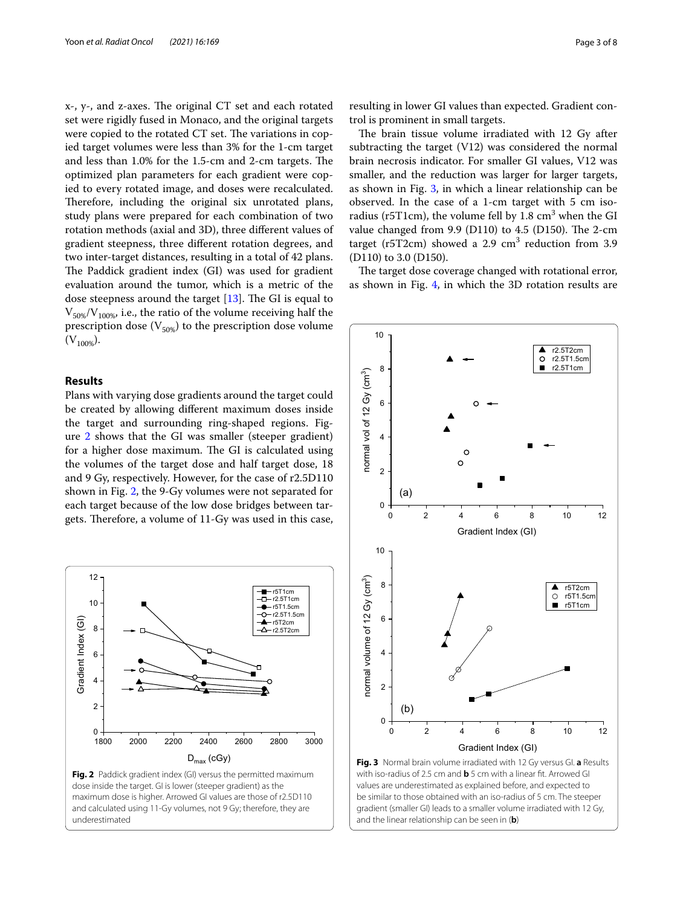x-, y-, and z-axes. The original CT set and each rotated set were rigidly fused in Monaco, and the original targets were copied to the rotated CT set. The variations in copied target volumes were less than 3% for the 1-cm target and less than 1.0% for the 1.5-cm and 2-cm targets. The optimized plan parameters for each gradient were copied to every rotated image, and doses were recalculated. Therefore, including the original six unrotated plans, study plans were prepared for each combination of two rotation methods (axial and 3D), three different values of gradient steepness, three different rotation degrees, and two inter-target distances, resulting in a total of 42 plans. The Paddick gradient index (GI) was used for gradient evaluation around the tumor, which is a metric of the dose steepness around the target [13]. The GI is equal to $V_{50\%}/V_{100\%}$, i.e., the ratio of the volume receiving half the prescription dose ($V_{50\%}$) to the prescription dose volume ($V_{100\%}$).

## Results

Plans with varying dose gradients around the target could be created by allowing different maximum doses inside the target and surrounding ring-shaped regions. Figure 2 shows that the GI was smaller (steeper gradient) for a higher dose maximum. The GI is calculated using the volumes of the target dose and half target dose, 18 and 9 Gy, respectively. However, for the case of r2.5D110 shown in Fig. 2, the 9-Gy volumes were not separated for each target because of the low dose bridges between targets. Therefore, a volume of 11-Gy was used in this case, resulting in lower GI values than expected. Gradient control is prominent in small targets.

**Fig. 2** Paddick gradient index (GI) versus the permitted maximum dose inside the target. GI is lower (steeper gradient) as the maximum dose is higher. Arrowed GI values are those of r2.5D110 and calculated using 11-Gy volumes, not 9 Gy; therefore, they are underestimated

The brain tissue volume irradiated with 12 Gy after subtracting the target (V12) was considered the normal brain necrosis indicator. For smaller GI values, V12 was smaller, and the reduction was larger for larger targets, as shown in Fig. 3, in which a linear relationship can be observed. In the case of a 1-cm target with 5 cm iso-radius (r5T1cm), the volume fell by 1.8 $cm^3$ when the GI value changed from 9.9 (D110) to 4.5 (D150). The 2-cm target (r5T2cm) showed a 2.9 $cm^3$ reduction from 3.9 (D110) to 3.0 (D150).

The target dose coverage changed with rotational error, as shown in Fig. 4, in which the 3D rotation results are

**Fig. 3** Normal brain volume irradiated with 12 Gy versus GI. **a** Results with iso-radius of 2.5 cm and **b** 5 cm with a linear fit. Arrowed GI values are underestimated as explained before, and expected to be similar to those obtained with an iso-radius of 5 cm. The steeper gradient (smaller GI) leads to a smaller volume irradiated with 12 Gy, and the linear relationship can be seen in (**b**)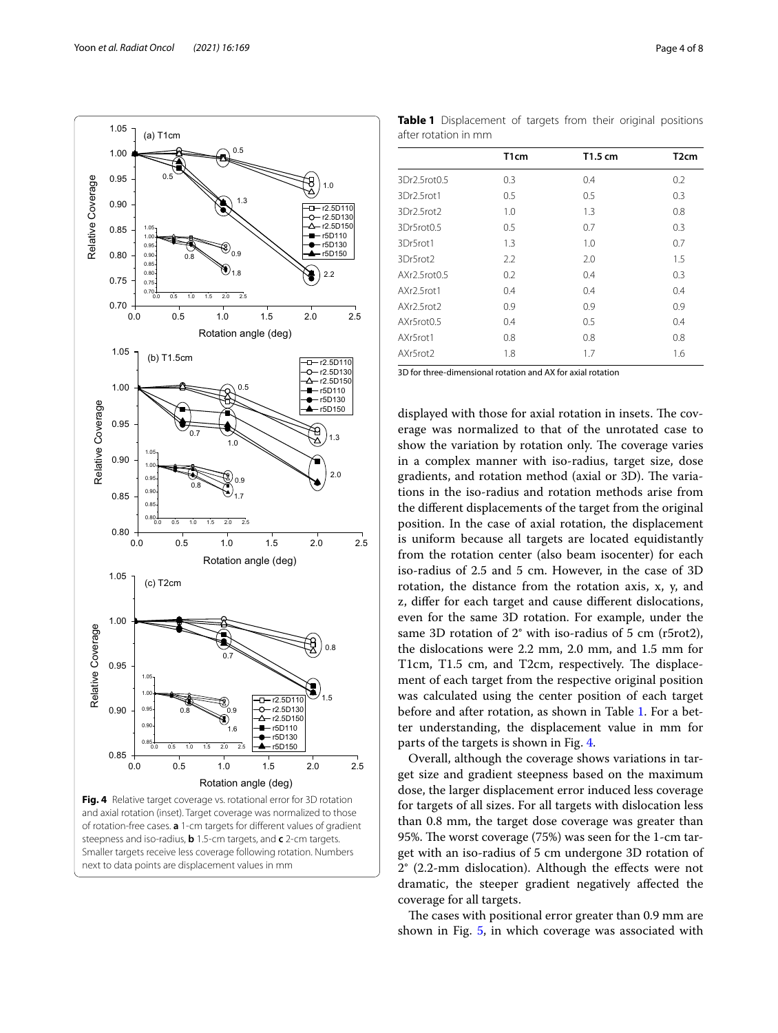Fig. 4 Relative target coverage vs. rotational error for 3D rotation and axial rotation (inset). Target coverage was normalized to those of rotation-free cases. **a** 1-cm targets for different values of gradient steepness and iso-radius, **b** 1.5-cm targets, and **c** 2-cm targets. Smaller targets receive less coverage following rotation. Numbers next to data points are displacement values in mm

**Table 1** Displacement of targets from their original positions after rotation in mm

| | T1cm | T1.5 cm | T2cm |
|---|---|---|---|
| 3Dr2.5rot0.5 | 0.3 | 0.4 | 0.2 |
| 3Dr2.5rot1 | 0.5 | 0.5 | 0.3 |
| 3Dr2.5rot2 | 1.0 | 1.3 | 0.8 |
| 3Dr5rot0.5 | 0.5 | 0.7 | 0.3 |
| 3Dr5rot1 | 1.3 | 1.0 | 0.7 |
| 3Dr5rot2 | 2.2 | 2.0 | 1.5 |
| AXr2.5rot0.5 | 0.2 | 0.4 | 0.3 |
| AXr2.5rot1 | 0.4 | 0.4 | 0.4 |
| AXr2.5rot2 | 0.9 | 0.9 | 0.9 |
| AXr5rot0.5 | 0.4 | 0.5 | 0.4 |
| AXr5rot1 | 0.8 | 0.8 | 0.8 |
| AXr5rot2 | 1.8 | 1.7 | 1.6 |

3D for three-dimensional rotation and AX for axial rotation

displayed with those for axial rotation in insets. The coverage was normalized to that of the unrotated case to show the variation by rotation only. The coverage varies in a complex manner with iso-radius, target size, dose gradients, and rotation method (axial or 3D). The variations in the iso-radius and rotation methods arise from the different displacements of the target from the original position. In the case of axial rotation, the displacement is uniform because all targets are located equidistantly from the rotation center (also beam isocenter) for each iso-radius of 2.5 and 5 cm. However, in the case of 3D rotation, the distance from the rotation axis, x, y, and z, differ for each target and cause different dislocations, even for the same 3D rotation. For example, under the same 3D rotation of 2° with iso-radius of 5 cm (r5rot2), the dislocations were 2.2 mm, 2.0 mm, and 1.5 mm for T1cm, T1.5 cm, and T2cm, respectively. The displacement of each target from the respective original position was calculated using the center position of each target before and after rotation, as shown in Table 1. For a better understanding, the displacement value in mm for parts of the targets is shown in Fig. 4.

Overall, although the coverage shows variations in target size and gradient steepness based on the maximum dose, the larger displacement error induced less coverage for targets of all sizes. For all targets with dislocation less than 0.8 mm, the target dose coverage was greater than 95%. The worst coverage (75%) was seen for the 1-cm target with an iso-radius of 5 cm undergone 3D rotation of 2° (2.2-mm dislocation). Although the effects were not dramatic, the steeper gradient negatively affected the coverage for all targets.

The cases with positional error greater than 0.9 mm are shown in Fig. 5, in which coverage was associated with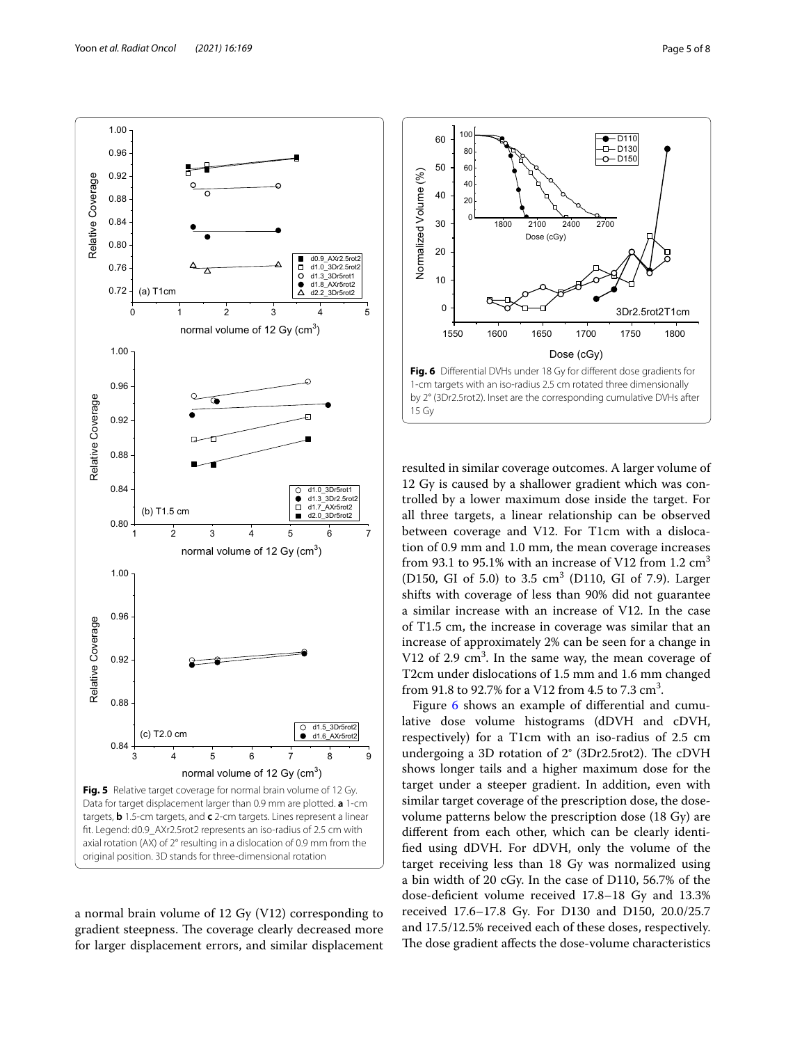**Fig. 5** Relative target coverage for normal brain volume of 12 Gy. Data for target displacement larger than 0.9 mm are plotted. **a** 1-cm targets, **b** 1.5-cm targets, and **c** 2-cm targets. Lines represent a linear fit. Legend: d0.9_AXr2.5rot2 represents an iso-radius of 2.5 cm with axial rotation (AX) of 2° resulting in a dislocation of 0.9 mm from the original position. 3D stands for three-dimensional rotation

**Fig. 6** Differential DVHs under 18 Gy for different dose gradients for 1-cm targets with an iso-radius 2.5 cm rotated three dimensionally by 2° (3Dr2.5rot2). Inset are the corresponding cumulative DVHs after 15 Gy

a normal brain volume of 12 Gy (V12) corresponding to gradient steepness. The coverage clearly decreased more for larger displacement errors, and similar displacement resulted in similar coverage outcomes. A larger volume of 12 Gy is caused by a shallower gradient which was controlled by a lower maximum dose inside the target. For all three targets, a linear relationship can be observed between coverage and V12. For T1cm with a dislocation of 0.9 mm and 1.0 mm, the mean coverage increases from 93.1 to 95.1% with an increase of V12 from 1.2 $cm^3$ (D150, GI of 5.0) to 3.5 $cm^3$ (D110, GI of 7.9). Larger shifts with coverage of less than 90% did not guarantee a similar increase with an increase of V12. In the case of T1.5 cm, the increase in coverage was similar that an increase of approximately 2% can be seen for a change in V12 of 2.9 $cm^3$. In the same way, the mean coverage of T2cm under dislocations of 1.5 mm and 1.6 mm changed from 91.8 to 92.7% for a V12 from 4.5 to 7.3 $cm^3$.

Figure 6 shows an example of differential and cumulative dose volume histograms (dDVH and cDVH, respectively) for a T1cm with an iso-radius of 2.5 cm undergoing a 3D rotation of 2° (3Dr2.5rot2). The cDVH shows longer tails and a higher maximum dose for the target under a steeper gradient. In addition, even with similar target coverage of the prescription dose, the dose-volume patterns below the prescription dose (18 Gy) are different from each other, which can be clearly identified using dDVH. For dDVH, only the volume of the target receiving less than 18 Gy was normalized using a bin width of 20 cGy. In the case of D110, 56.7% of the dose-deficient volume received 17.8–18 Gy and 13.3% received 17.6–17.8 Gy. For D130 and D150, 20.0/25.7 and 17.5/12.5% received each of these doses, respectively. The dose gradient affects the dose-volume characteristics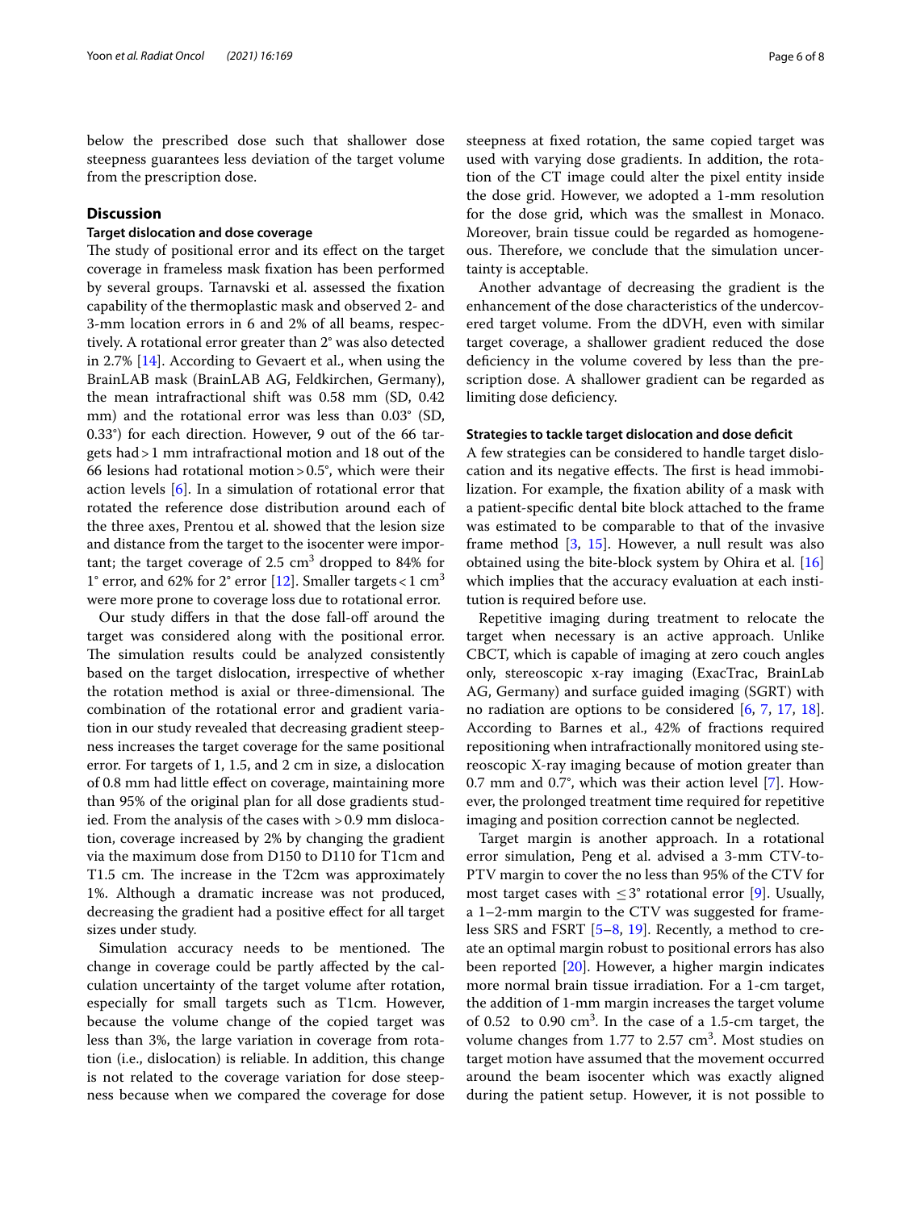below the prescribed dose such that shallower dose steepness guarantees less deviation of the target volume from the prescription dose.

## Discussion

### Target dislocation and dose coverage

The study of positional error and its effect on the target coverage in frameless mask fixation has been performed by several groups. Tarnavski et al. assessed the fixation capability of the thermoplastic mask and observed 2- and 3-mm location errors in 6 and 2% of all beams, respectively. A rotational error greater than 2° was also detected in 2.7% [14]. According to Gevaert et al., when using the BrainLAB mask (BrainLAB AG, Feldkirchen, Germany), the mean intrafractional shift was 0.58 mm (SD, 0.42 mm) and the rotational error was less than 0.03° (SD, 0.33°) for each direction. However, 9 out of the 66 targets had > 1 mm intrafractional motion and 18 out of the 66 lesions had rotational motion > 0.5°, which were their action levels [6]. In a simulation of rotational error that rotated the reference dose distribution around each of the three axes, Prentou et al. showed that the lesion size and distance from the target to the isocenter were important; the target coverage of 2.5 $cm^3$ dropped to 84% for 1° error, and 62% for 2° error [12]. Smaller targets < 1 $cm^3$ were more prone to coverage loss due to rotational error.

Our study differs in that the dose fall-off around the target was considered along with the positional error. The simulation results could be analyzed consistently based on the target dislocation, irrespective of whether the rotation method is axial or three-dimensional. The combination of the rotational error and gradient variation in our study revealed that decreasing gradient steepness increases the target coverage for the same positional error. For targets of 1, 1.5, and 2 cm in size, a dislocation of 0.8 mm had little effect on coverage, maintaining more than 95% of the original plan for all dose gradients studied. From the analysis of the cases with > 0.9 mm dislocation, coverage increased by 2% by changing the gradient via the maximum dose from D150 to D110 for T1cm and T1.5 cm. The increase in the T2cm was approximately 1%. Although a dramatic increase was not produced, decreasing the gradient had a positive effect for all target sizes under study.

Simulation accuracy needs to be mentioned. The change in coverage could be partly affected by the calculation uncertainty of the target volume after rotation, especially for small targets such as T1cm. However, because the volume change of the copied target was less than 3%, the large variation in coverage from rotation (i.e., dislocation) is reliable. In addition, this change is not related to the coverage variation for dose steepness because when we compared the coverage for dose steepness at fixed rotation, the same copied target was used with varying dose gradients. In addition, the rotation of the CT image could alter the pixel entity inside the dose grid. However, we adopted a 1-mm resolution for the dose grid, which was the smallest in Monaco. Moreover, brain tissue could be regarded as homogeneous. Therefore, we conclude that the simulation uncertainty is acceptable.

Another advantage of decreasing the gradient is the enhancement of the dose characteristics of the undercovered target volume. From the dDVH, even with similar target coverage, a shallower gradient reduced the dose deficiency in the volume covered by less than the prescription dose. A shallower gradient can be regarded as limiting dose deficiency.

### Strategies to tackle target dislocation and dose deficit

A few strategies can be considered to handle target dislocation and its negative effects. The first is head immobilization. For example, the fixation ability of a mask with a patient-specific dental bite block attached to the frame was estimated to be comparable to that of the invasive frame method [3, 15]. However, a null result was also obtained using the bite-block system by Ohira et al. [16] which implies that the accuracy evaluation at each institution is required before use.

Repetitive imaging during treatment to relocate the target when necessary is an active approach. Unlike CBCT, which is capable of imaging at zero couch angles only, stereoscopic x-ray imaging (ExacTrac, BrainLab AG, Germany) and surface guided imaging (SGRT) with no radiation are options to be considered [6, 7, 17, 18]. According to Barnes et al., 42% of fractions required repositioning when intrafractionally monitored using stereoscopic X-ray imaging because of motion greater than 0.7 mm and 0.7°, which was their action level [7]. However, the prolonged treatment time required for repetitive imaging and position correction cannot be neglected.

Target margin is another approach. In a rotational error simulation, Peng et al. advised a 3-mm CTV-to-PTV margin to cover the no less than 95% of the CTV for most target cases with ≤ 3° rotational error [9]. Usually, a 1–2-mm margin to the CTV was suggested for frameless SRS and FSRT [5–8, 19]. Recently, a method to create an optimal margin robust to positional errors has also been reported [20]. However, a higher margin indicates more normal brain tissue irradiation. For a 1-cm target, the addition of 1-mm margin increases the target volume of 0.52 to 0.90 $cm^3$. In the case of a 1.5-cm target, the volume changes from 1.77 to 2.57 $cm^3$. Most studies on target motion have assumed that the movement occurred around the beam isocenter which was exactly aligned during the patient setup. However, it is not possible to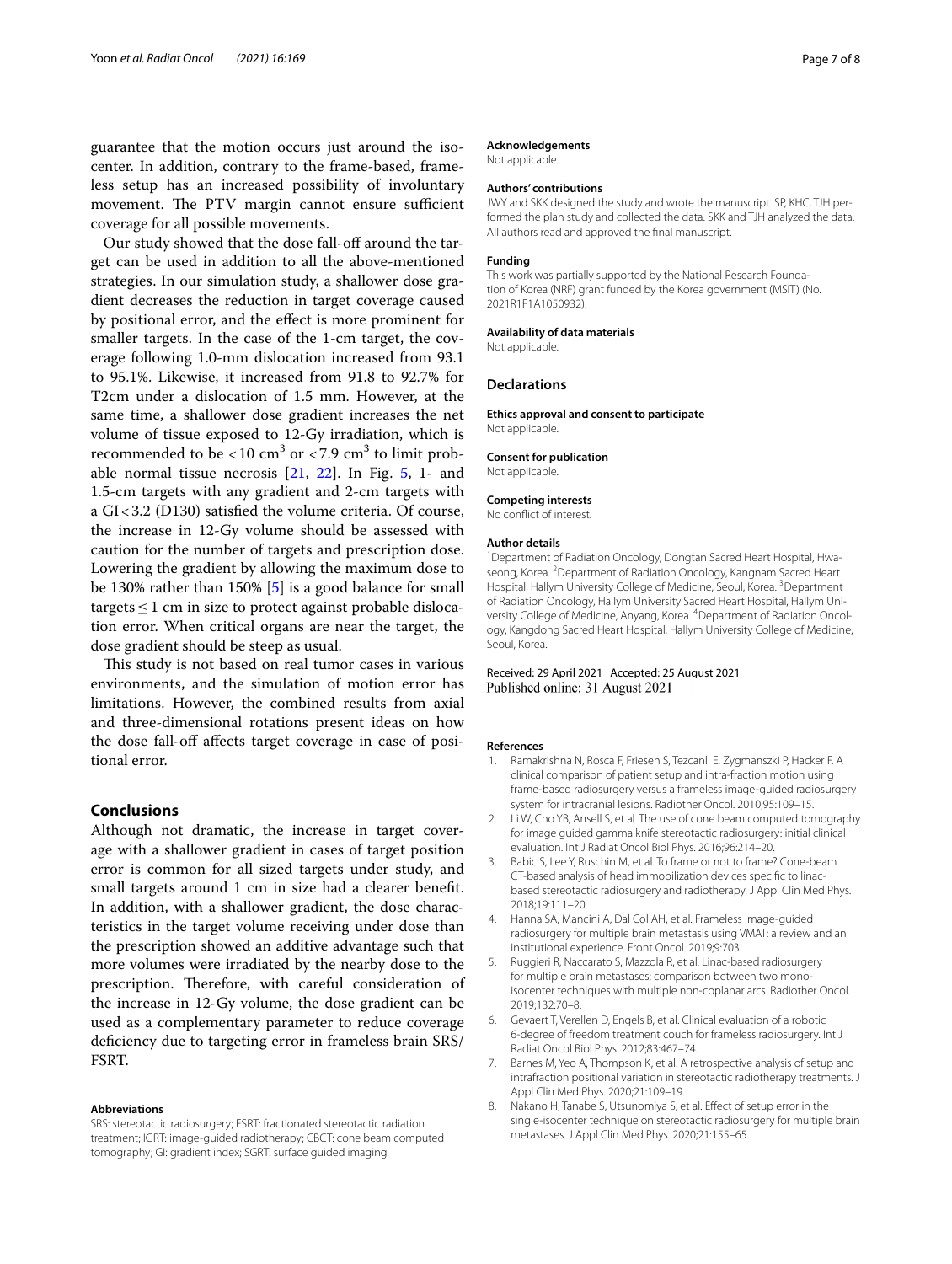guarantee that the motion occurs just around the isocenter. In addition, contrary to the frame-based, frameless setup has an increased possibility of involuntary movement. The PTV margin cannot ensure sufficient coverage for all possible movements.

Our study showed that the dose fall-off around the target can be used in addition to all the above-mentioned strategies. In our simulation study, a shallower dose gradient decreases the reduction in target coverage caused by positional error, and the effect is more prominent for smaller targets. In the case of the 1-cm target, the coverage following 1.0-mm dislocation increased from 93.1 to 95.1%. Likewise, it increased from 91.8 to 92.7% for T2cm under a dislocation of 1.5 mm. However, at the same time, a shallower dose gradient increases the net volume of tissue exposed to 12-Gy irradiation, which is recommended to be $<10$ cm$^3$ or $<7.9$ cm$^3$ to limit probable normal tissue necrosis [21, 22]. In Fig. 5, 1- and 1.5-cm targets with any gradient and 2-cm targets with a GI < 3.2 (D130) satisfied the volume criteria. Of course, the increase in 12-Gy volume should be assessed with caution for the number of targets and prescription dose. Lowering the gradient by allowing the maximum dose to be 130% rather than 150% [5] is a good balance for small targets $\leq 1$ cm in size to protect against probable dislocation error. When critical organs are near the target, the dose gradient should be steep as usual.

This study is not based on real tumor cases in various environments, and the simulation of motion error has limitations. However, the combined results from axial and three-dimensional rotations present ideas on how the dose fall-off affects target coverage in case of positional error.

## Conclusions

Although not dramatic, the increase in target coverage with a shallower gradient in cases of target position error is common for all sized targets under study, and small targets around 1 cm in size had a clearer benefit. In addition, with a shallower gradient, the dose characteristics in the target volume receiving under dose than the prescription showed an additive advantage such that more volumes were irradiated by the nearby dose to the prescription. Therefore, with careful consideration of the increase in 12-Gy volume, the dose gradient can be used as a complementary parameter to reduce coverage deficiency due to targeting error in frameless brain SRS/FSRT.

#### Abbreviations

SRS: stereotactic radiosurgery; FSRT: fractionated stereotactic radiation treatment; IGRT: image-guided radiotherapy; CBCT: cone beam computed tomography; GI: gradient index; SGRT: surface guided imaging.

#### Acknowledgements

Not applicable.

#### Authors' contributions

JWY and SKK designed the study and wrote the manuscript. SP, KHC, TJH performed the plan study and collected the data. SKK and TJH analyzed the data. All authors read and approved the final manuscript.

#### Funding

This work was partially supported by the National Research Foundation of Korea (NRF) grant funded by the Korea government (MSIT) (No. 2021R1F1A1050932).

#### Availability of data materials

Not applicable.

### Declarations

#### Ethics approval and consent to participate

Not applicable.

#### Consent for publication

Not applicable.

#### Competing interests

No conflict of interest.

#### Author details

[1] Department of Radiation Oncology, Dongtan Sacred Heart Hospital, Hwaseong, Korea. [2] Department of Radiation Oncology, Kangnam Sacred Heart Hospital, Hallym University College of Medicine, Seoul, Korea. [3] Department of Radiation Oncology, Hallym University Sacred Heart Hospital, Hallym University College of Medicine, Anyang, Korea. [4] Department of Radiation Oncology, Kangdong Sacred Heart Hospital, Hallym University College of Medicine, Seoul, Korea.

Received: 29 April 2021 Accepted: 25 August 2021
Published online: 31 August 2021

#### References

1. Ramakrishna N, Rosca F, Friesen S, Tezcanli E, Zygmanszki P, Hacker F. A clinical comparison of patient setup and intra-fraction motion using frame-based radiosurgery versus a frameless image-guided radiosurgery system for intracranial lesions. Radiother Oncol. 2010;95:109–15.
2. Li W, Cho YB, Ansell S, et al. The use of cone beam computed tomography for image guided gamma knife stereotactic radiosurgery: initial clinical evaluation. Int J Radiat Oncol Biol Phys. 2016;96:214–20.
3. Babic S, Lee Y, Ruschin M, et al. To frame or not to frame? Cone-beam CT-based analysis of head immobilization devices specific to linac-based stereotactic radiosurgery and radiotherapy. J Appl Clin Med Phys. 2018;19:111–20.
4. Hanna SA, Mancini A, Dal Col AH, et al. Frameless image-guided radiosurgery for multiple brain metastasis using VMAT: a review and an institutional experience. Front Oncol. 2019;9:703.
5. Ruggieri R, Naccarato S, Mazzola R, et al. Linac-based radiosurgery for multiple brain metastases: comparison between two mono-isocenter techniques with multiple non-coplanar arcs. Radiother Oncol. 2019;132:70–8.
6. Gevaert T, Verellen D, Engels B, et al. Clinical evaluation of a robotic 6-degree of freedom treatment couch for frameless radiosurgery. Int J Radiat Oncol Biol Phys. 2012;83:467–74.
7. Barnes M, Yeo A, Thompson K, et al. A retrospective analysis of setup and intrafraction positional variation in stereotactic radiotherapy treatments. J Appl Clin Med Phys. 2020;21:109–19.
8. Nakano H, Tanabe S, Utsunomiya S, et al. Effect of setup error in the single-isocenter technique on stereotactic radiosurgery for multiple brain metastases. J Appl Clin Med Phys. 2020;21:155–65.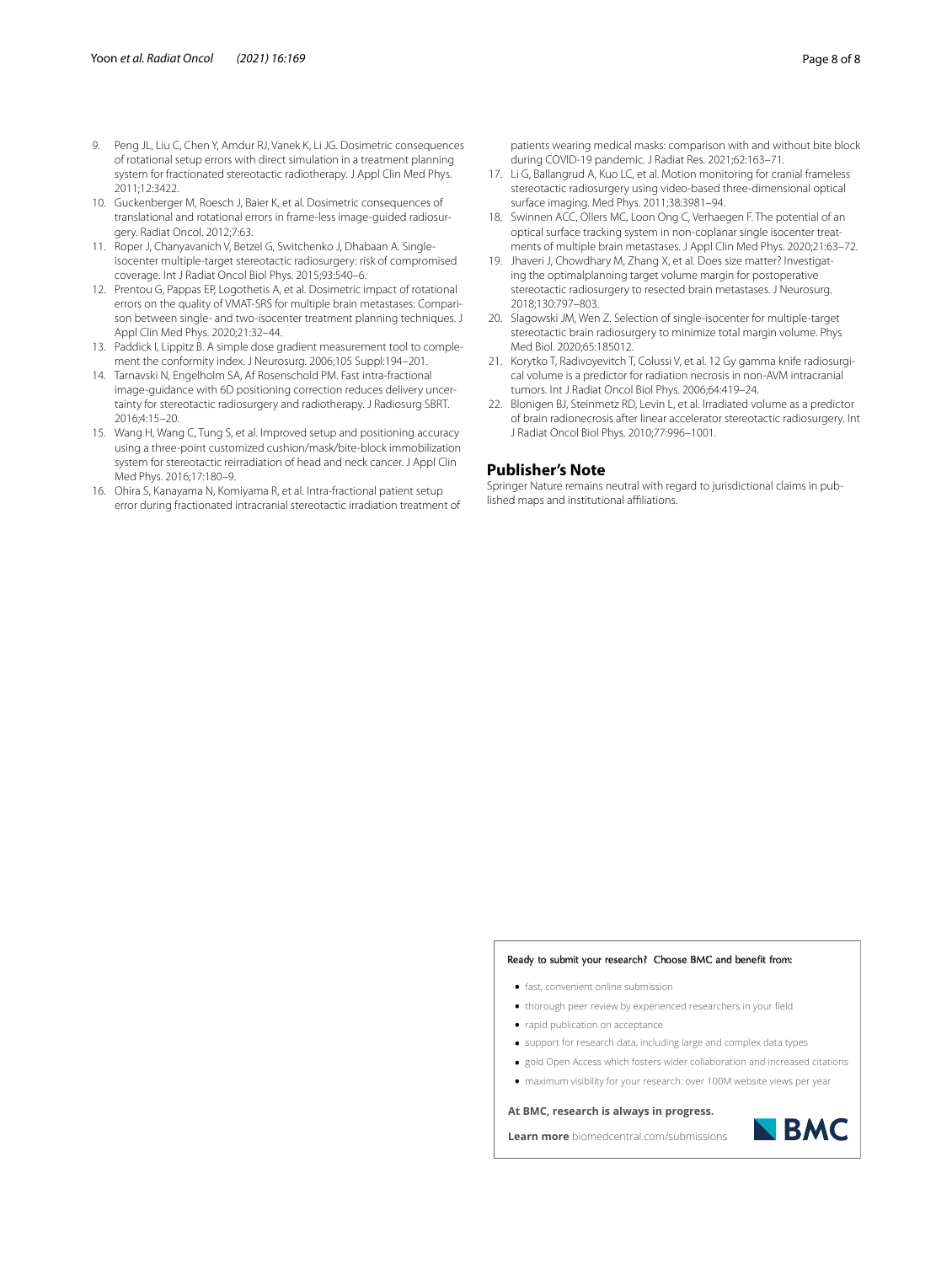9. Peng JL, Liu C, Chen Y, Amdur RJ, Vanek K, Li JG. Dosimetric consequences of rotational setup errors with direct simulation in a treatment planning system for fractionated stereotactic radiotherapy. J Appl Clin Med Phys. 2011;12:3422.
10. Guckenberger M, Roesch J, Baier K, et al. Dosimetric consequences of translational and rotational errors in frame-less image-guided radiosurgery. Radiat Oncol. 2012;7:63.
11. Roper J, Chanyavanich V, Betzel G, Switchenko J, Dhabaan A. Single-isocenter multiple-target stereotactic radiosurgery: risk of compromised coverage. Int J Radiat Oncol Biol Phys. 2015;93:540–6.
12. Prentou G, Pappas EP, Logothetis A, et al. Dosimetric impact of rotational errors on the quality of VMAT-SRS for multiple brain metastases: Comparison between single- and two-isocenter treatment planning techniques. J Appl Clin Med Phys. 2020;21:32–44.
13. Paddick I, Lippitz B. A simple dose gradient measurement tool to complement the conformity index. J Neurosurg. 2006;105 Suppl:194–201.
14. Tarnavski N, Engelholm SA, Af Rosenschold PM. Fast intra-fractional image-guidance with 6D positioning correction reduces delivery uncertainty for stereotactic radiosurgery and radiotherapy. J Radiosurg SBRT. 2016;4:15–20.
15. Wang H, Wang C, Tung S, et al. Improved setup and positioning accuracy using a three-point customized cushion/mask/bite-block immobilization system for stereotactic reirradiation of head and neck cancer. J Appl Clin Med Phys. 2016;17:180–9.
16. Ohira S, Kanayama N, Komiyama R, et al. Intra-fractional patient setup error during fractionated intracranial stereotactic irradiation treatment of patients wearing medical masks: comparison with and without bite block during COVID-19 pandemic. J Radiat Res. 2021;62:163–71.
17. Li G, Ballangrud A, Kuo LC, et al. Motion monitoring for cranial frameless stereotactic radiosurgery using video-based three-dimensional optical surface imaging. Med Phys. 2011;38:3981–94.
18. Swinnen ACC, Ollers MC, Loon Ong C, Verhaegen F. The potential of an optical surface tracking system in non-coplanar single isocenter treatments of multiple brain metastases. J Appl Clin Med Phys. 2020;21:63–72.
19. Jhaveri J, Chowdhary M, Zhang X, et al. Does size matter? Investigating the optimalplanning target volume margin for postoperative stereotactic radiosurgery to resected brain metastases. J Neurosurg. 2018;130:797–803.
20. Slagowski JM, Wen Z. Selection of single-isocenter for multiple-target stereotactic brain radiosurgery to minimize total margin volume. Phys Med Biol. 2020;65:185012.
21. Korytko T, Radivoyevitch T, Colussi V, et al. 12 Gy gamma knife radiosurgical volume is a predictor for radiation necrosis in non-AVM intracranial tumors. Int J Radiat Oncol Biol Phys. 2006;64:419–24.
22. Blonigen BJ, Steinmetz RD, Levin L, et al. Irradiated volume as a predictor of brain radionecrosis after linear accelerator stereotactic radiosurgery. Int J Radiat Oncol Biol Phys. 2010;77:996–1001.

## Publisher's Note

Springer Nature remains neutral with regard to jurisdictional claims in published maps and institutional affiliations.

Ready to submit your research? Choose BMC and benefit from:

- fast, convenient online submission
- thorough peer review by experienced researchers in your field
- rapid publication on acceptance
- support for research data, including large and complex data types
- gold Open Access which fosters wider collaboration and increased citations
- maximum visibility for your research: over 100M website views per year

**At BMC, research is always in progress.**

**Learn more** biomedcentral.com/submissions

BMC